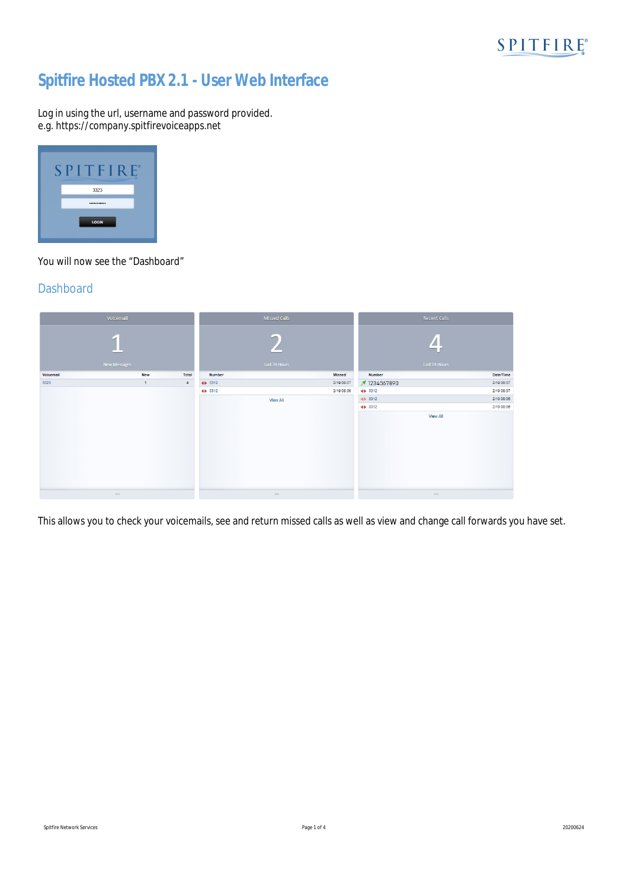# Spitfire Hosted PBX 2.1 - User Web Interface

Log in using the url, username and password provided.
e.g. https://company.spitfirevoiceapps.net

You will now see the "Dashboard"

## Dashboard

This allows you to check your voicemails, see and return missed calls as well as view and change call forwards you have set.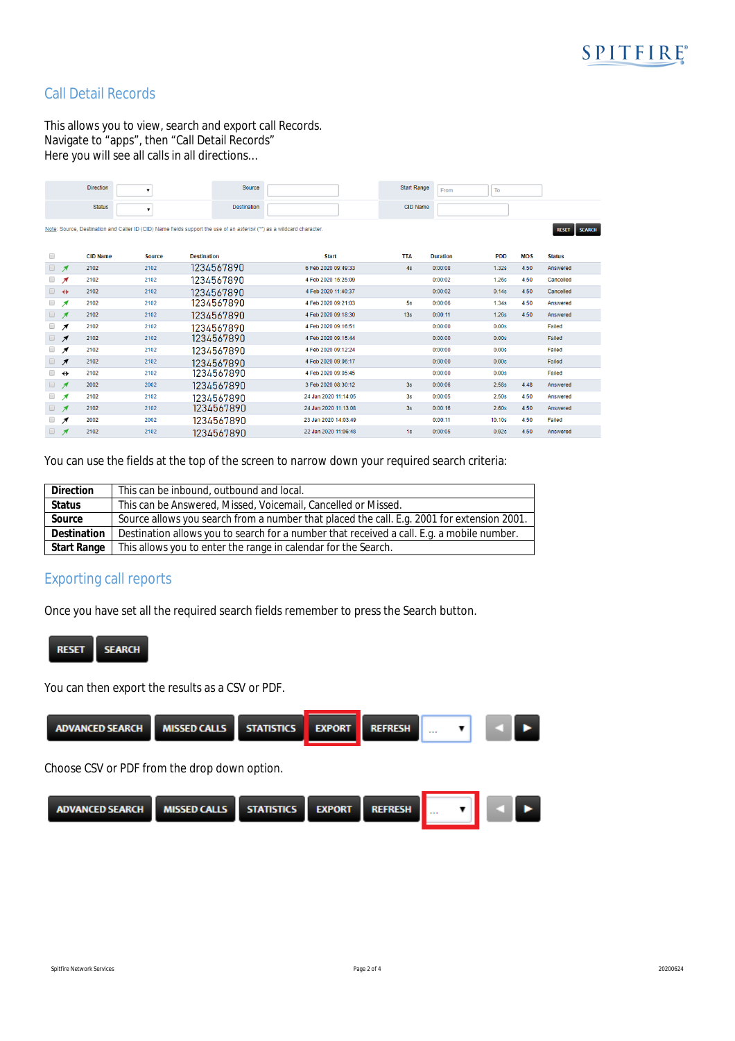## Call Detail Records

This allows you to view, search and export call Records.
Navigate to "apps", then "Call Detail Records"
Here you will see all calls in all directions...

| Direction | | Source | | Start Range | From | To |
|---|---|---|---|---|---|---|
| Status | | Destination | | CID Name | | |

Note: Source, Destination and Caller ID (CID) Name fields support the use of an asterisk ("*") as a wildcard character.

RESET SEARCH

| CID Name | Source | Destination | Start | TTA | Duration | PDD | MOS | Status |
|---|---|---|---|---|---|---|---|---|
| 2102 | 2102 | 1234567890 | 6 Feb 2020 09:49:33 | 4s | 0:00:08 | 1.32s | 4.50 | Answered |
| 2102 | 2102 | 1234567890 | 4 Feb 2020 15:25:09 | | 0:00:02 | 1.26s | 4.50 | Cancelled |
| 2102 | 2102 | 1234567890 | 4 Feb 2020 11:40:37 | | 0:00:02 | 0.14s | 4.50 | Cancelled |
| 2102 | 2102 | 1234567890 | 4 Feb 2020 09:21:03 | 5s | 0:00:06 | 1.34s | 4.50 | Answered |
| 2102 | 2102 | 1234567890 | 4 Feb 2020 09:18:30 | 13s | 0:00:11 | 1.26s | 4.50 | Answered |
| 2102 | 2102 | 1234567890 | 4 Feb 2020 09:16:51 | | 0:00:00 | 0.00s | | Failed |
| 2102 | 2102 | 1234567890 | 4 Feb 2020 09:15:44 | | 0:00:00 | 0.00s | | Failed |
| 2102 | 2102 | 1234567890 | 4 Feb 2020 09:12:24 | | 0:00:00 | 0.00s | | Failed |
| 2102 | 2102 | 1234567890 | 4 Feb 2020 09:06:17 | | 0:00:00 | 0.00s | | Failed |
| 2102 | 2102 | 1234567890 | 4 Feb 2020 09:05:45 | | 0:00:00 | 0.00s | | Failed |
| 2002 | 2002 | 1234567890 | 3 Feb 2020 08:30:12 | 3s | 0:00:06 | 2.58s | 4.48 | Answered |
| 2102 | 2102 | 1234567890 | 24 Jan 2020 11:14:05 | 3s | 0:00:05 | 2.50s | 4.50 | Answered |
| 2102 | 2102 | 1234567890 | 24 Jan 2020 11:13:08 | 3s | 0:00:16 | 2.60s | 4.50 | Answered |
| 2002 | 2002 | 1234567890 | 23 Jan 2020 14:03:49 | | 0:00:11 | 10.10s | 4.50 | Failed |
| 2102 | 2102 | 1234567890 | 22 Jan 2020 11:06:48 | 1s | 0:00:05 | 0.92s | 4.50 | Answered |

You can use the fields at the top of the screen to narrow down your required search criteria:

| | |
|---|---|
| **Direction** | This can be inbound, outbound and local. |
| **Status** | This can be Answered, Missed, Voicemail, Cancelled or Missed. |
| **Source** | Source allows you search from a number that placed the call. E.g. 2001 for extension 2001. |
| **Destination** | Destination allows you to search for a number that received a call. E.g. a mobile number. |
| **Start Range** | This allows you to enter the range in calendar for the Search. |

## Exporting call reports

Once you have set all the required search fields remember to press the Search button.

RESET SEARCH

You can then export the results as a CSV or PDF.

ADVANCED SEARCH | MISSED CALLS | STATISTICS | EXPORT | REFRESH | ...

Choose CSV or PDF from the drop down option.

ADVANCED SEARCH | MISSED CALLS | STATISTICS | EXPORT | REFRESH | ...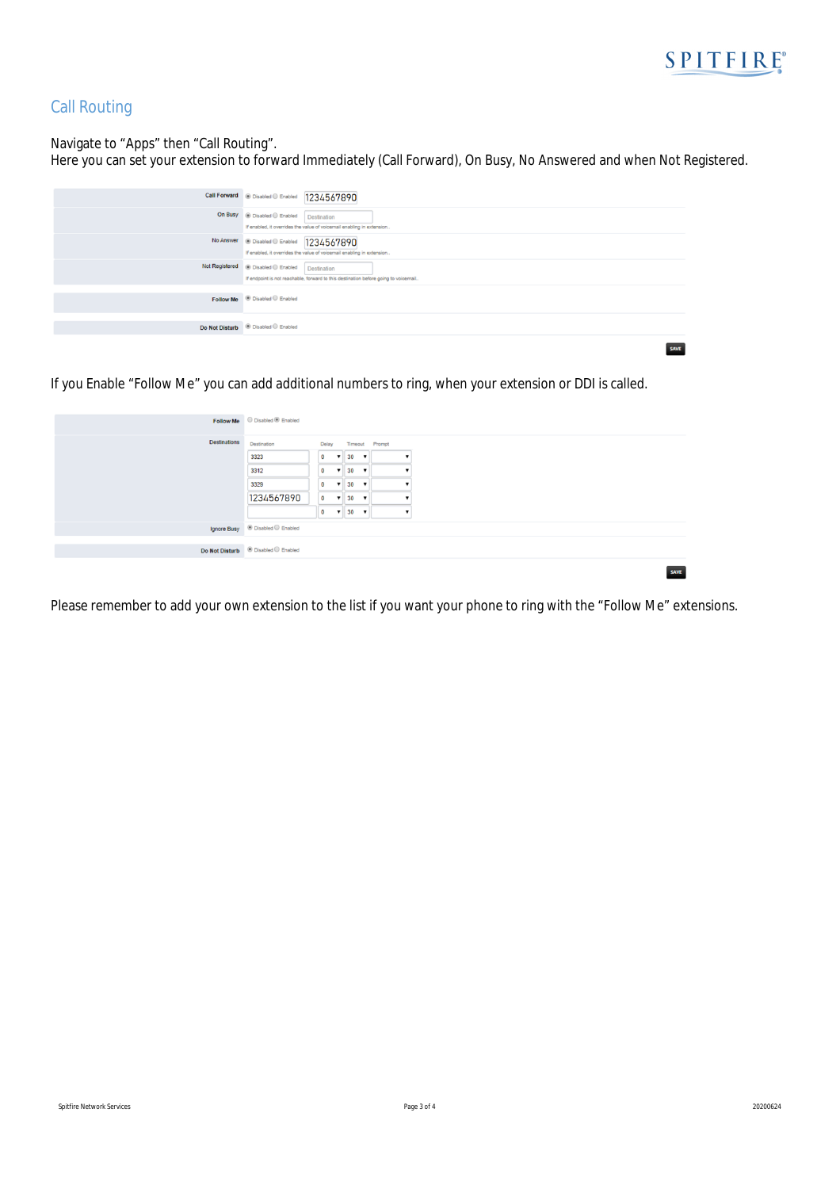## Call Routing

Navigate to "Apps" then "Call Routing".
Here you can set your extension to forward Immediately (Call Forward), On Busy, No Answered and when Not Registered.

| | |
|---|---|
| Call Forward | Disabled / Enabled 1234567890 |
| On Busy | Disabled / Enabled Destination<br>If enabled, it overrides the value of voicemail enabling in extension. |
| No Answer | Disabled / Enabled 1234567890<br>If enabled, it overrides the value of voicemail enabling in extension. |
| Not Registered | Disabled / Enabled Destination<br>If endpoint is not reachable, forward to this destination before going to voicemail. |
| Follow Me | Disabled / Enabled |
| Do Not Disturb | Disabled / Enabled |

SAVE

If you Enable "Follow Me" you can add additional numbers to ring, when your extension or DDI is called.

Follow Me: Disabled / Enabled

Destinations:

| Destination | Delay | Timeout | Prompt |
|---|---|---|---|
| 3323 | 0 | 30 | |
| 3312 | 0 | 30 | |
| 3329 | 0 | 30 | |
| 1234567890 | 0 | 30 | |
| | 0 | 30 | |

Ignore Busy: Disabled / Enabled

Do Not Disturb: Disabled / Enabled

SAVE

Please remember to add your own extension to the list if you want your phone to ring with the "Follow Me" extensions.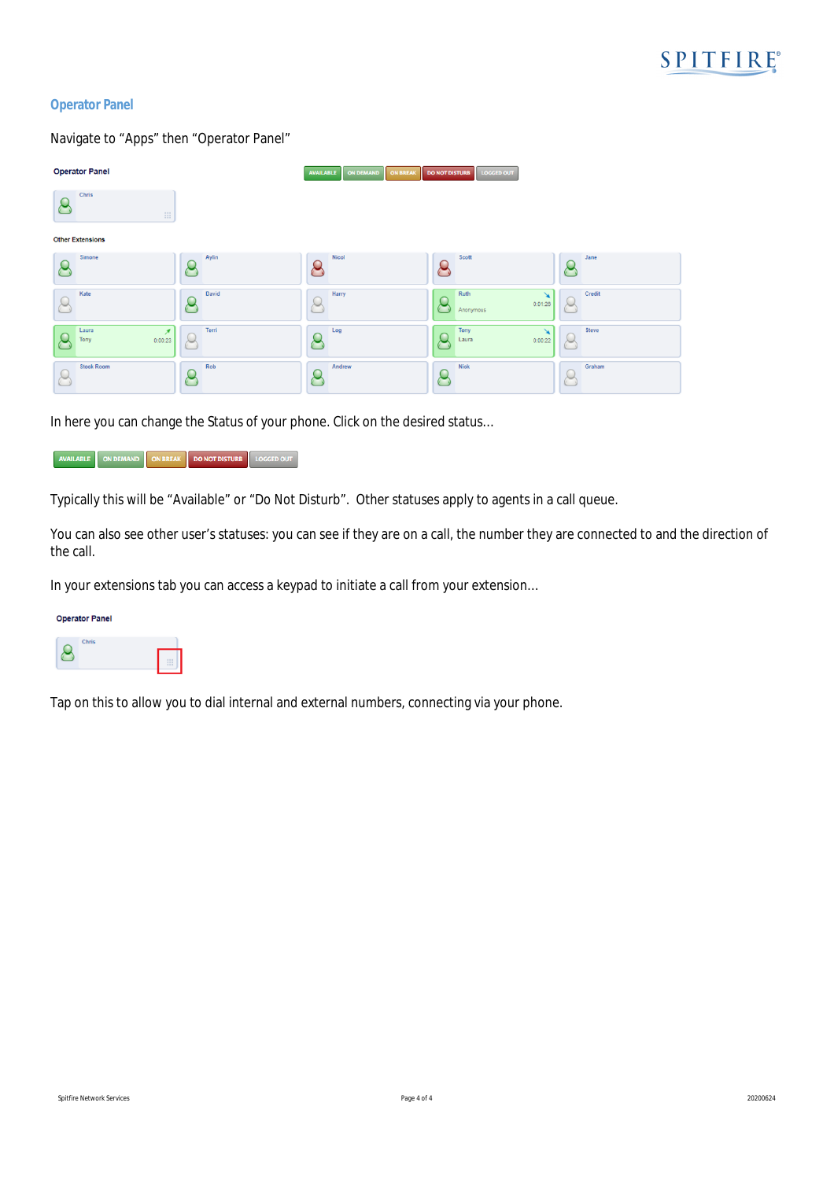## Operator Panel

Navigate to “Apps” then “Operator Panel”

In here you can change the Status of your phone. Click on the desired status…

Typically this will be “Available” or “Do Not Disturb”. Other statuses apply to agents in a call queue.

You can also see other user’s statuses: you can see if they are on a call, the number they are connected to and the direction of the call.

In your extensions tab you can access a keypad to initiate a call from your extension…

Tap on this to allow you to dial internal and external numbers, connecting via your phone.